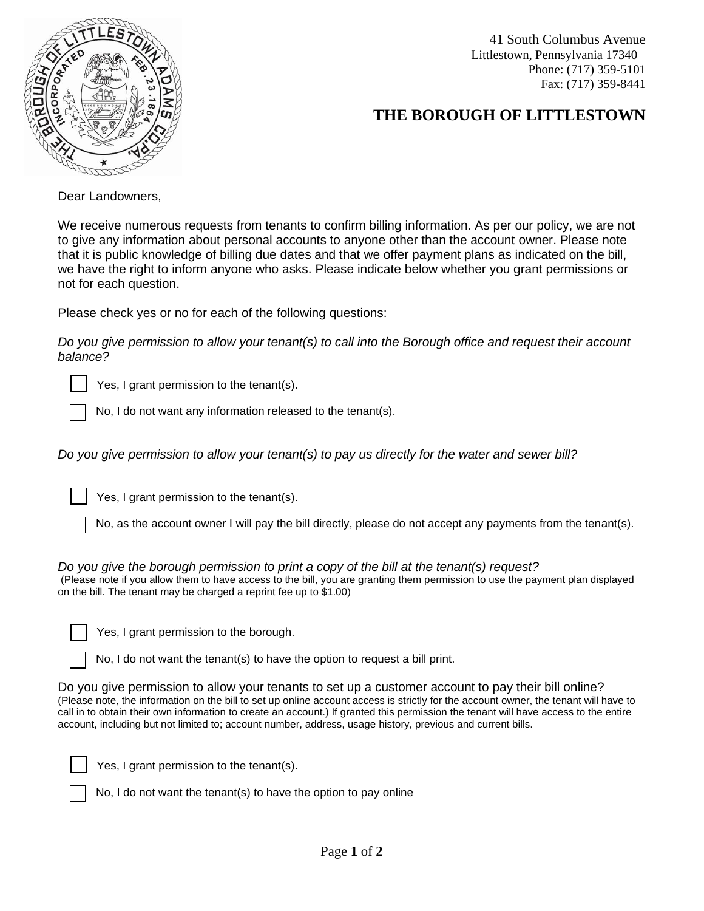41 South Columbus Avenue
Littlestown, Pennsylvania 17340
Phone: (717) 359-5101
Fax: (717) 359-8441

# THE BOROUGH OF LITTLESTOWN

Dear Landowners,

We receive numerous requests from tenants to confirm billing information. As per our policy, we are not to give any information about personal accounts to anyone other than the account owner. Please note that it is public knowledge of billing due dates and that we offer payment plans as indicated on the bill, we have the right to inform anyone who asks. Please indicate below whether you grant permissions or not for each question.

Please check yes or no for each of the following questions:

*Do you give permission to allow your tenant(s) to call into the Borough office and request their account balance?*

- [ ] Yes, I grant permission to the tenant(s).
- [ ] No, I do not want any information released to the tenant(s).

*Do you give permission to allow your tenant(s) to pay us directly for the water and sewer bill?*

- [ ] Yes, I grant permission to the tenant(s).
- [ ] No, as the account owner I will pay the bill directly, please do not accept any payments from the tenant(s).

*Do you give the borough permission to print a copy of the bill at the tenant(s) request?*
(Please note if you allow them to have access to the bill, you are granting them permission to use the payment plan displayed on the bill. The tenant may be charged a reprint fee up to $1.00)

- [ ] Yes, I grant permission to the borough.
- [ ] No, I do not want the tenant(s) to have the option to request a bill print.

Do you give permission to allow your tenants to set up a customer account to pay their bill online?
(Please note, the information on the bill to set up online account access is strictly for the account owner, the tenant will have to call in to obtain their own information to create an account.) If granted this permission the tenant will have access to the entire account, including but not limited to; account number, address, usage history, previous and current bills.

- [ ] Yes, I grant permission to the tenant(s).
- [ ] No, I do not want the tenant(s) to have the option to pay online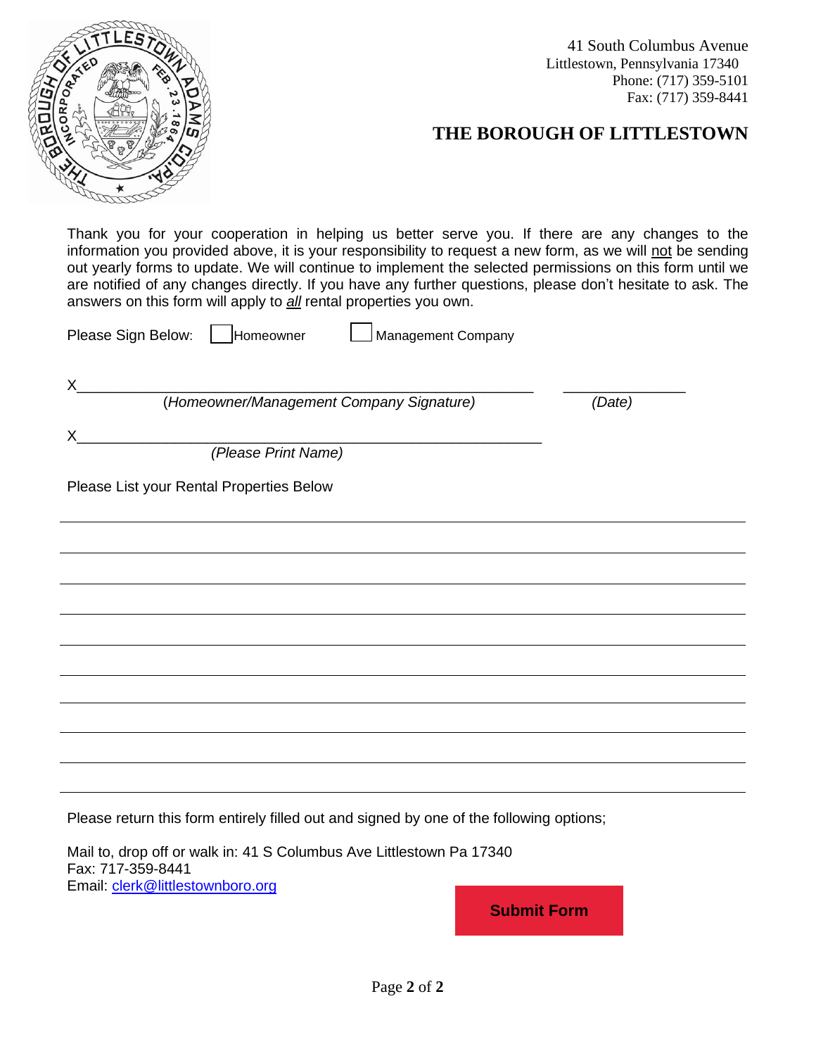41 South Columbus Avenue
Littlestown, Pennsylvania 17340
Phone: (717) 359-5101
Fax: (717) 359-8441

# THE BOROUGH OF LITTLESTOWN

Thank you for your cooperation in helping us better serve you. If there are any changes to the information you provided above, it is your responsibility to request a new form, as we will not be sending out yearly forms to update. We will continue to implement the selected permissions on this form until we are notified of any changes directly. If you have any further questions, please don't hesitate to ask. The answers on this form will apply to *all* rental properties you own.

Please Sign Below: ☐ Homeowner ☐ Management Company

X_____________________________________________________ _______________
*(Homeowner/Management Company Signature)* *(Date)*

X_____________________________________________________
*(Please Print Name)*

Please List your Rental Properties Below

_______________________________________________________________________________

_______________________________________________________________________________

_______________________________________________________________________________

_______________________________________________________________________________

_______________________________________________________________________________

_______________________________________________________________________________

_______________________________________________________________________________

_______________________________________________________________________________

_______________________________________________________________________________

Please return this form entirely filled out and signed by one of the following options;

Mail to, drop off or walk in: 41 S Columbus Ave Littlestown Pa 17340
Fax: 717-359-8441
Email: clerk@littlestownboro.org

**Submit Form**